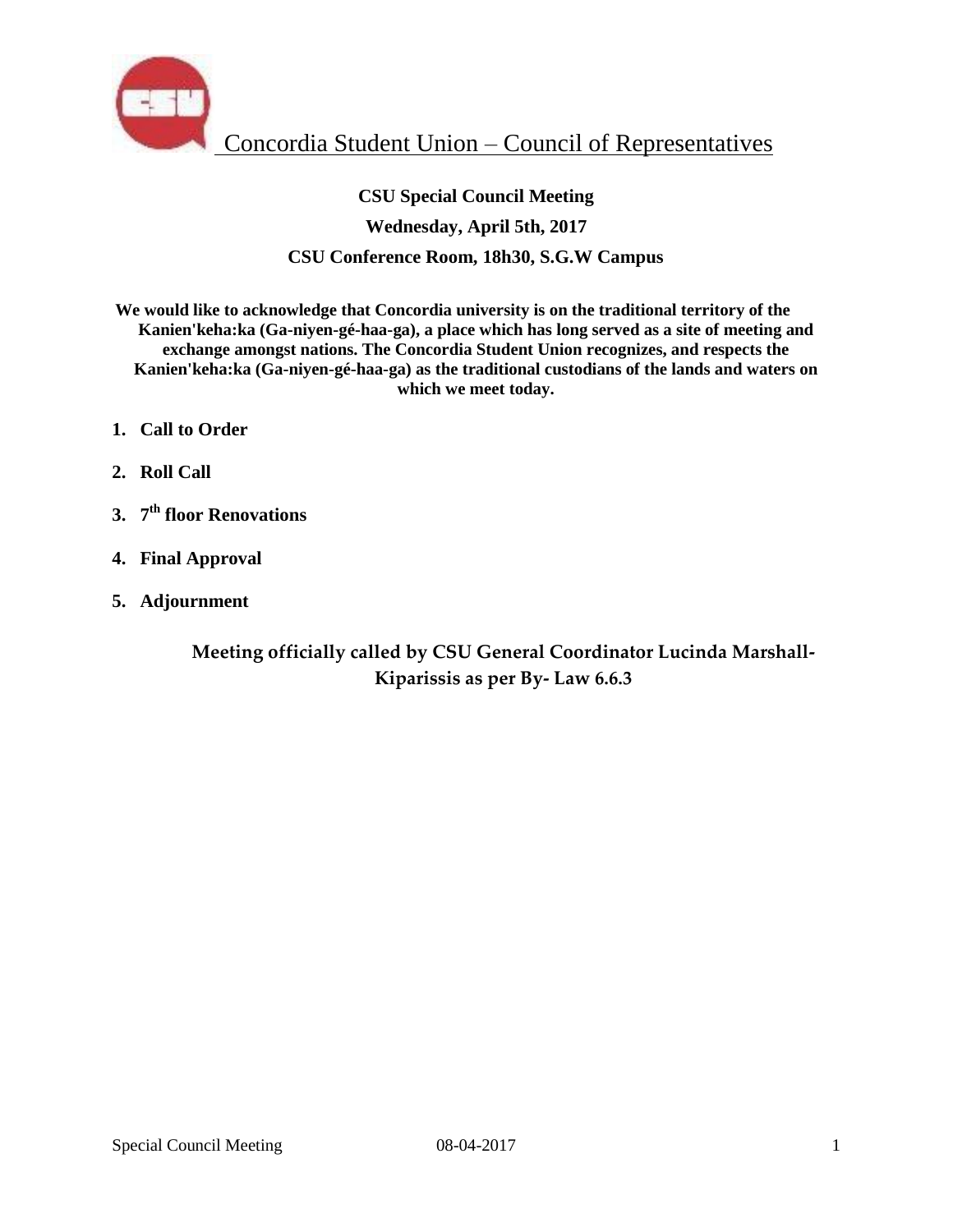# Concordia Student Union – Council of Representatives

**CSU Special Council Meeting**

**Wednesday, April 5th, 2017**

**CSU Conference Room, 18h30, S.G.W Campus**

**We would like to acknowledge that Concordia university is on the traditional territory of the Kanien'keha:ka (Ga-niyen-gé-haa-ga), a place which has long served as a site of meeting and exchange amongst nations. The Concordia Student Union recognizes, and respects the Kanien'keha:ka (Ga-niyen-gé-haa-ga) as the traditional custodians of the lands and waters on which we meet today.**

1. **Call to Order**
2. **Roll Call**
3. **7th floor Renovations**
4. **Final Approval**
5. **Adjournment**

**Meeting officially called by CSU General Coordinator Lucinda Marshall-Kiparissis as per By- Law 6.6.3**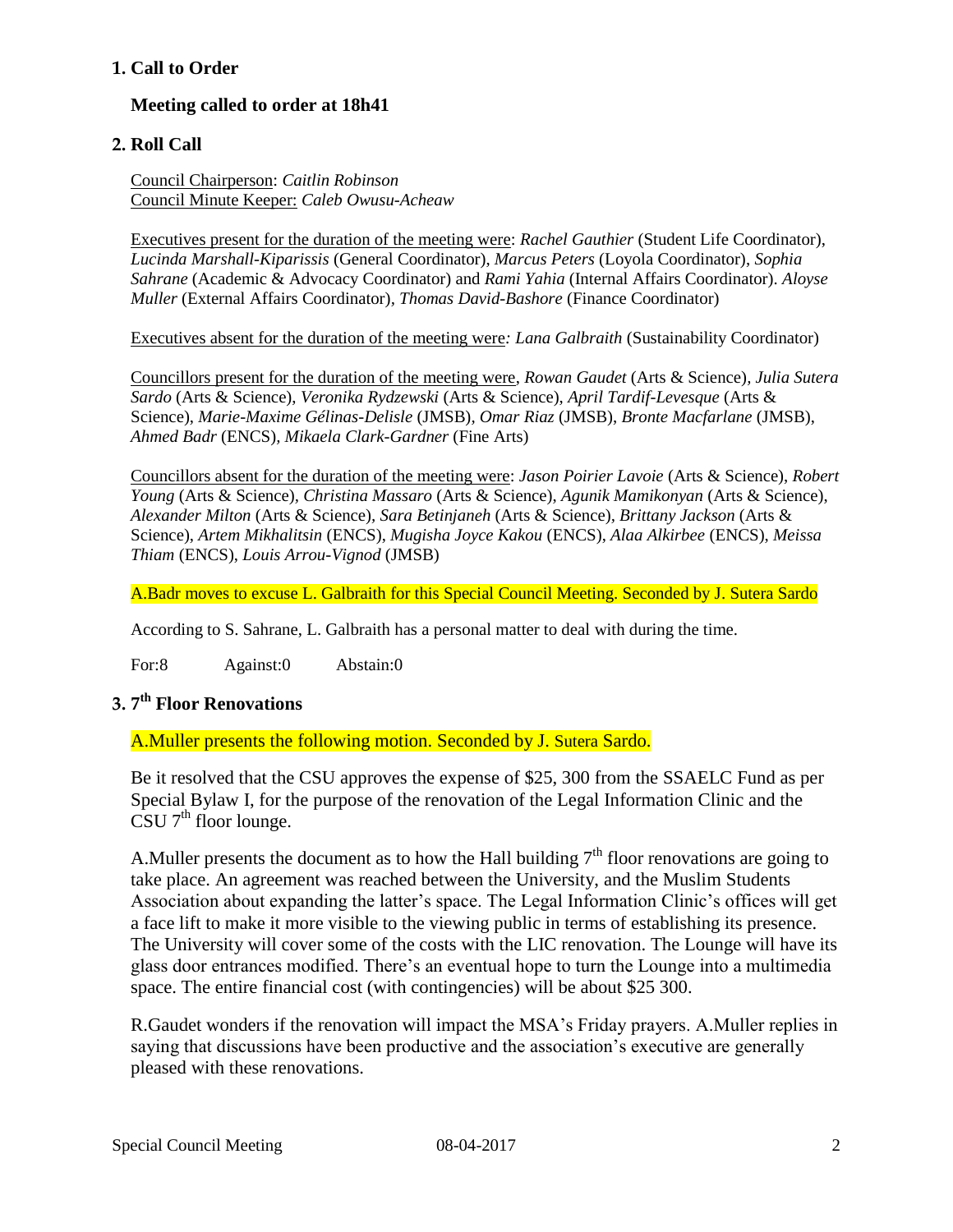## 1. Call to Order

**Meeting called to order at 18h41**

## 2. Roll Call

Council Chairperson: *Caitlin Robinson*
Council Minute Keeper: *Caleb Owusu-Acheaw*

Executives present for the duration of the meeting were: *Rachel Gauthier* (Student Life Coordinator), *Lucinda Marshall-Kiparissis* (General Coordinator), *Marcus Peters* (Loyola Coordinator), *Sophia Sahrane* (Academic & Advocacy Coordinator) and *Rami Yahia* (Internal Affairs Coordinator). *Aloyse Muller* (External Affairs Coordinator), *Thomas David-Bashore* (Finance Coordinator)

Executives absent for the duration of the meeting were*: Lana Galbraith* (Sustainability Coordinator)

Councillors present for the duration of the meeting were, *Rowan Gaudet* (Arts & Science), *Julia Sutera Sardo* (Arts & Science), *Veronika Rydzewski* (Arts & Science), *April Tardif-Levesque* (Arts & Science), *Marie-Maxime Gélinas-Delisle* (JMSB), *Omar Riaz* (JMSB), *Bronte Macfarlane* (JMSB), *Ahmed Badr* (ENCS), *Mikaela Clark-Gardner* (Fine Arts)

Councillors absent for the duration of the meeting were: *Jason Poirier Lavoie* (Arts & Science), *Robert Young* (Arts & Science), *Christina Massaro* (Arts & Science), *Agunik Mamikonyan* (Arts & Science), *Alexander Milton* (Arts & Science), *Sara Betinjaneh* (Arts & Science), *Brittany Jackson* (Arts & Science), *Artem Mikhalitsin* (ENCS), *Mugisha Joyce Kakou* (ENCS), *Alaa Alkirbee* (ENCS), *Meissa Thiam* (ENCS), *Louis Arrou-Vignod* (JMSB)

A.Badr moves to excuse L. Galbraith for this Special Council Meeting. Seconded by J. Sutera Sardo

According to S. Sahrane, L. Galbraith has a personal matter to deal with during the time.

For:8 Against:0 Abstain:0

## 3. 7th Floor Renovations

A.Muller presents the following motion. Seconded by J. Sutera Sardo.

Be it resolved that the CSU approves the expense of $25, 300 from the SSAELC Fund as per Special Bylaw I, for the purpose of the renovation of the Legal Information Clinic and the CSU 7th floor lounge.

A.Muller presents the document as to how the Hall building 7th floor renovations are going to take place. An agreement was reached between the University, and the Muslim Students Association about expanding the latter's space. The Legal Information Clinic's offices will get a face lift to make it more visible to the viewing public in terms of establishing its presence. The University will cover some of the costs with the LIC renovation. The Lounge will have its glass door entrances modified. There's an eventual hope to turn the Lounge into a multimedia space. The entire financial cost (with contingencies) will be about $25 300.

R.Gaudet wonders if the renovation will impact the MSA's Friday prayers. A.Muller replies in saying that discussions have been productive and the association's executive are generally pleased with these renovations.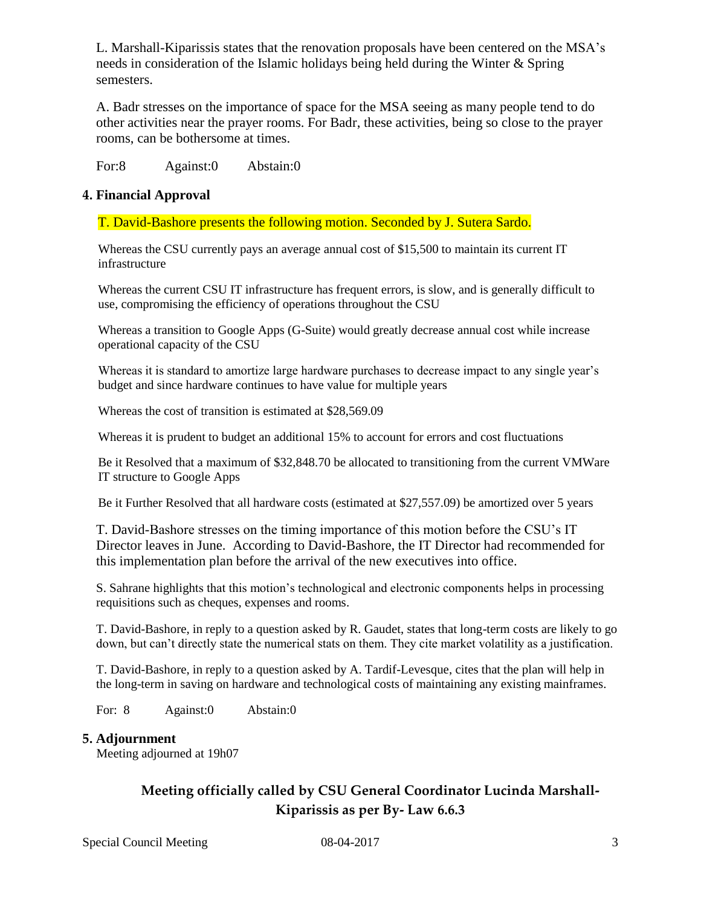L. Marshall-Kiparissis states that the renovation proposals have been centered on the MSA's needs in consideration of the Islamic holidays being held during the Winter & Spring semesters.

A. Badr stresses on the importance of space for the MSA seeing as many people tend to do other activities near the prayer rooms. For Badr, these activities, being so close to the prayer rooms, can be bothersome at times.

For:8 Against:0 Abstain:0

## 4. Financial Approval

T. David-Bashore presents the following motion. Seconded by J. Sutera Sardo.

Whereas the CSU currently pays an average annual cost of $15,500 to maintain its current IT infrastructure

Whereas the current CSU IT infrastructure has frequent errors, is slow, and is generally difficult to use, compromising the efficiency of operations throughout the CSU

Whereas a transition to Google Apps (G-Suite) would greatly decrease annual cost while increase operational capacity of the CSU

Whereas it is standard to amortize large hardware purchases to decrease impact to any single year's budget and since hardware continues to have value for multiple years

Whereas the cost of transition is estimated at $28,569.09

Whereas it is prudent to budget an additional 15% to account for errors and cost fluctuations

Be it Resolved that a maximum of $32,848.70 be allocated to transitioning from the current VMWare IT structure to Google Apps

Be it Further Resolved that all hardware costs (estimated at $27,557.09) be amortized over 5 years

T. David-Bashore stresses on the timing importance of this motion before the CSU's IT Director leaves in June. According to David-Bashore, the IT Director had recommended for this implementation plan before the arrival of the new executives into office.

S. Sahrane highlights that this motion's technological and electronic components helps in processing requisitions such as cheques, expenses and rooms.

T. David-Bashore, in reply to a question asked by R. Gaudet, states that long-term costs are likely to go down, but can't directly state the numerical stats on them. They cite market volatility as a justification.

T. David-Bashore, in reply to a question asked by A. Tardif-Levesque, cites that the plan will help in the long-term in saving on hardware and technological costs of maintaining any existing mainframes.

For: 8 Against:0 Abstain:0

## 5. Adjournment

Meeting adjourned at 19h07

**Meeting officially called by CSU General Coordinator Lucinda Marshall-Kiparissis as per By- Law 6.6.3**